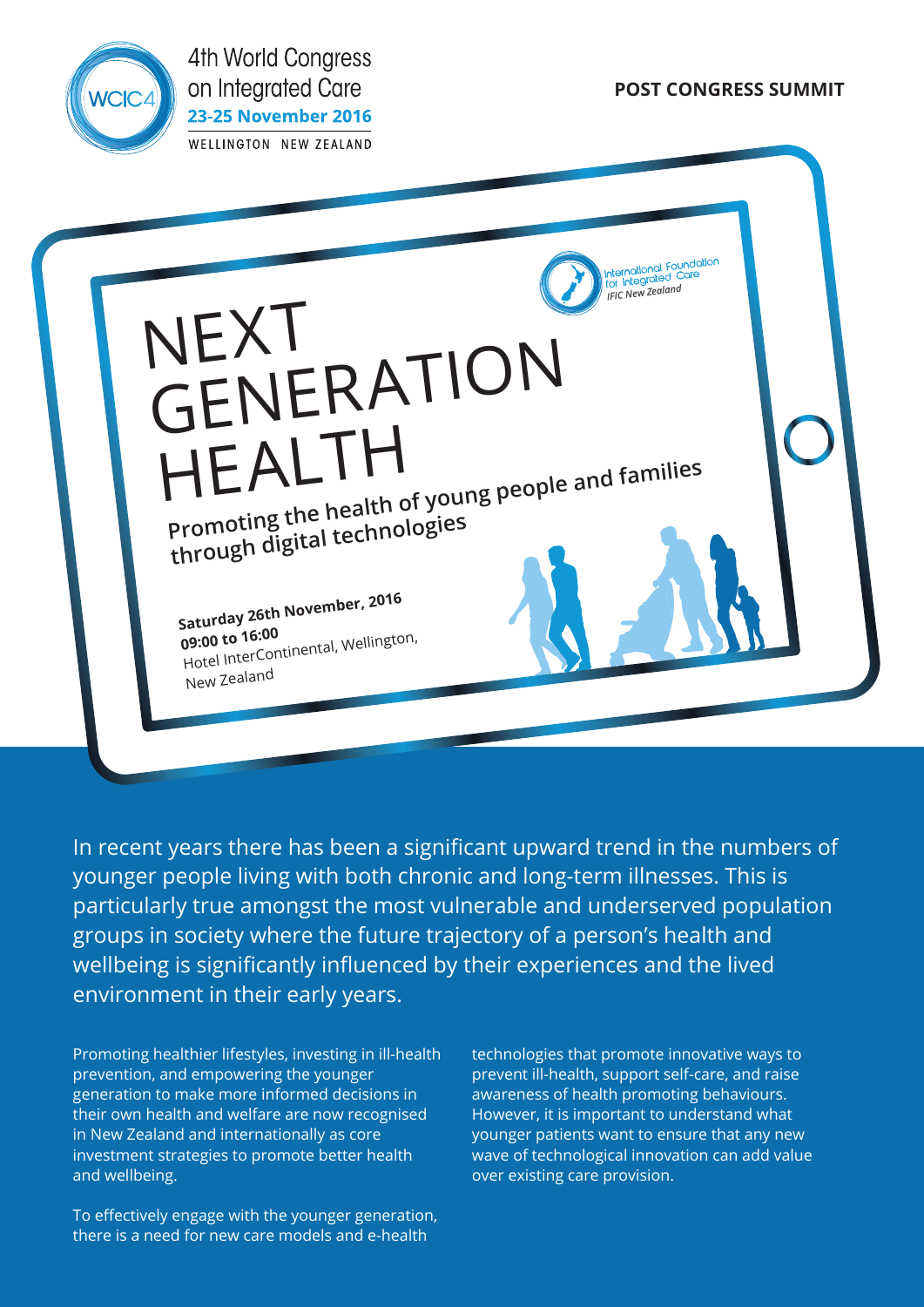4th World Congress on Integrated Care
**23-25 November 2016**
WELLINGTON NEW ZEALAND

**POST CONGRESS SUMMIT**

International Foundation for Integrated Care
*IFIC New Zealand*

# NEXT GENERATION HEALTH

**Promoting the health of young people and families through digital technologies**

**Saturday 26th November, 2016**
**09:00 to 16:00**
Hotel InterContinental, Wellington, New Zealand

In recent years there has been a significant upward trend in the numbers of younger people living with both chronic and long-term illnesses. This is particularly true amongst the most vulnerable and underserved population groups in society where the future trajectory of a person's health and wellbeing is significantly influenced by their experiences and the lived environment in their early years.

Promoting healthier lifestyles, investing in ill-health prevention, and empowering the younger generation to make more informed decisions in their own health and welfare are now recognised in New Zealand and internationally as core investment strategies to promote better health and wellbeing.

To effectively engage with the younger generation, there is a need for new care models and e-health technologies that promote innovative ways to prevent ill-health, support self-care, and raise awareness of health promoting behaviours. However, it is important to understand what younger patients want to ensure that any new wave of technological innovation can add value over existing care provision.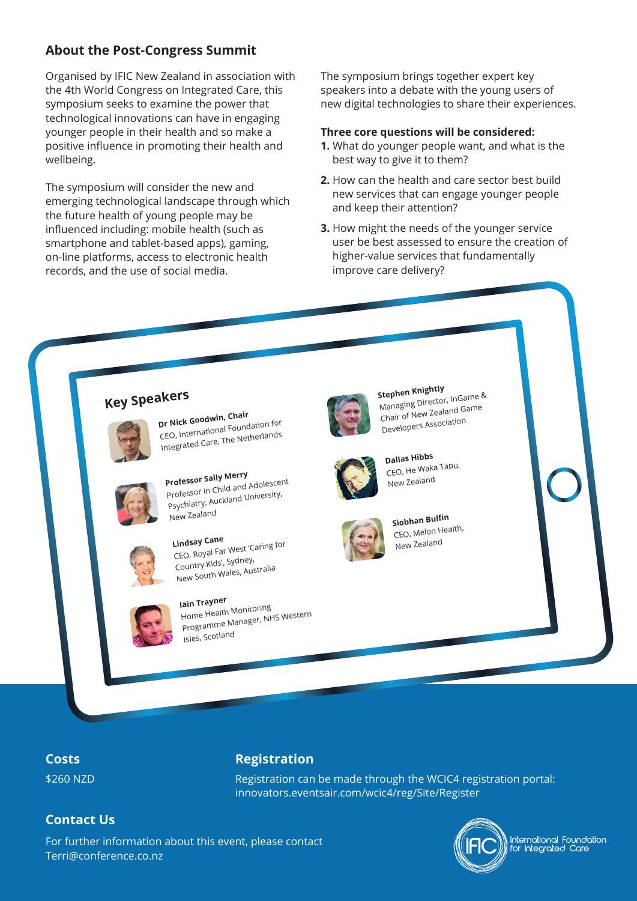## About the Post-Congress Summit

Organised by IFIC New Zealand in association with the 4th World Congress on Integrated Care, this symposium seeks to examine the power that technological innovations can have in engaging younger people in their health and so make a positive influence in promoting their health and wellbeing.

The symposium will consider the new and emerging technological landscape through which the future health of young people may be influenced including: mobile health (such as smartphone and tablet-based apps), gaming, on-line platforms, access to electronic health records, and the use of social media.

The symposium brings together expert key speakers into a debate with the young users of new digital technologies to share their experiences.

**Three core questions will be considered:**

1. What do younger people want, and what is the best way to give it to them?
2. How can the health and care sector best build new services that can engage younger people and keep their attention?
3. How might the needs of the younger service user be best assessed to ensure the creation of higher-value services that fundamentally improve care delivery?

## Key Speakers

**Dr Nick Goodwin, Chair**
CEO, International Foundation for Integrated Care, The Netherlands

**Professor Sally Merry**
Professor in Child and Adolescent Psychiatry, Auckland University, New Zealand

**Lindsay Cane**
CEO, Royal Far West 'Caring for Country Kids', Sydney, New South Wales, Australia

**Iain Trayner**
Home Health Monitoring Programme Manager, NHS Western Isles, Scotland

**Stephen Knightly**
Managing Director, InGame & Chair of New Zealand Game Developers Association

**Dallas Hibbs**
CEO, He Waka Tapu, New Zealand

**Siobhan Bulfin**
CEO, Melon Health, New Zealand

## Costs

$260 NZD

## Registration

Registration can be made through the WCIC4 registration portal: innovators.eventsair.com/wcic4/reg/Site/Register

## Contact Us

For further information about this event, please contact Terri@conference.co.nz

IFIC International Foundation for Integrated Care